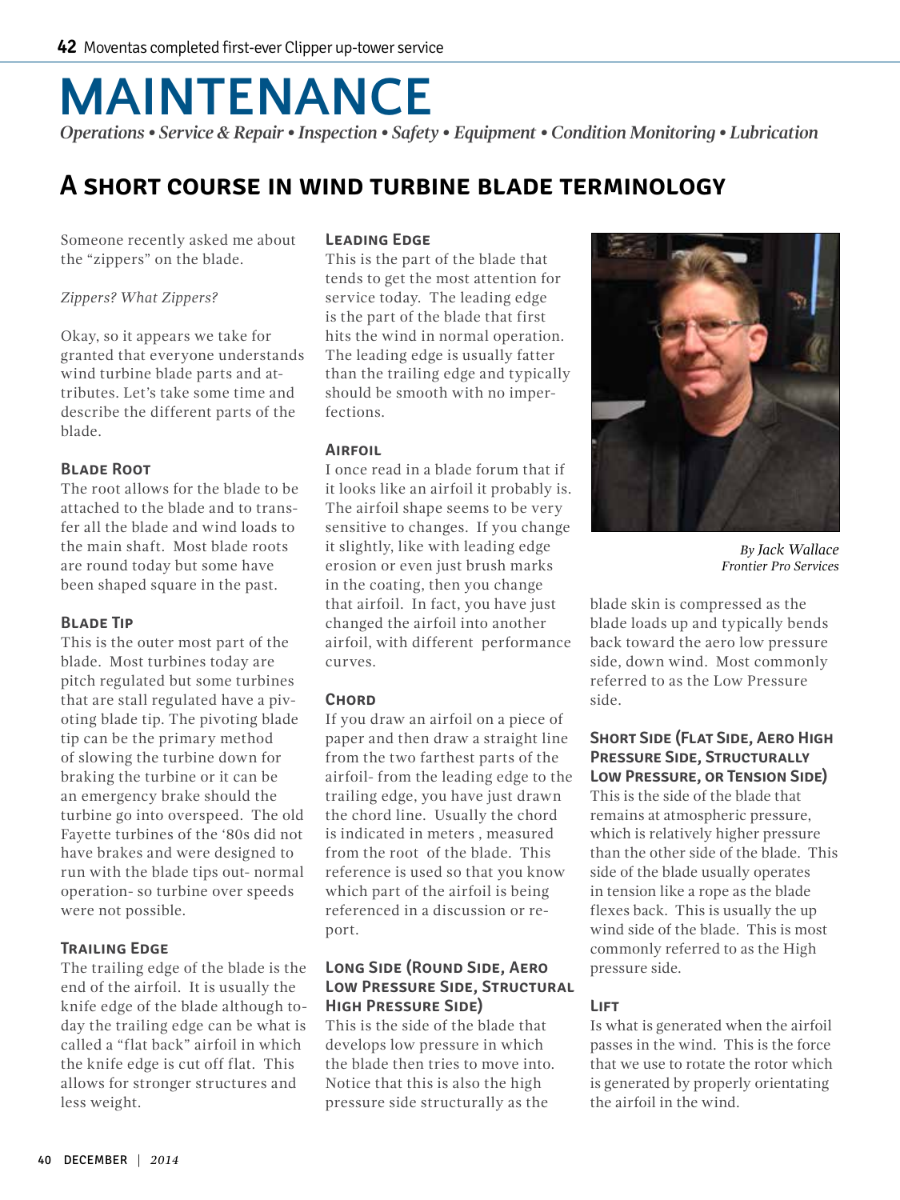# MAINTENANCE

*Operations • Service & Repair • Inspection • Safety • Equipment • Condition Monitoring • Lubrication*

## A short course in wind turbine blade terminology

Someone recently asked me about the "zippers" on the blade.

*Zippers? What Zippers?*

Okay, so it appears we take for granted that everyone understands wind turbine blade parts and attributes. Let's take some time and describe the different parts of the blade.

### Blade Root

The root allows for the blade to be attached to the blade and to transfer all the blade and wind loads to the main shaft. Most blade roots are round today but some have been shaped square in the past.

### Blade Tip

This is the outer most part of the blade. Most turbines today are pitch regulated but some turbines that are stall regulated have a pivoting blade tip. The pivoting blade tip can be the primary method of slowing the turbine down for braking the turbine or it can be an emergency brake should the turbine go into overspeed. The old Fayette turbines of the '80s did not have brakes and were designed to run with the blade tips out- normal operation- so turbine over speeds were not possible.

### Trailing Edge

The trailing edge of the blade is the end of the airfoil. It is usually the knife edge of the blade although today the trailing edge can be what is called a "flat back" airfoil in which the knife edge is cut off flat. This allows for stronger structures and less weight.

### Leading Edge

This is the part of the blade that tends to get the most attention for service today. The leading edge is the part of the blade that first hits the wind in normal operation. The leading edge is usually fatter than the trailing edge and typically should be smooth with no imperfections.

### Airfoil

I once read in a blade forum that if it looks like an airfoil it probably is. The airfoil shape seems to be very sensitive to changes. If you change it slightly, like with leading edge erosion or even just brush marks in the coating, then you change that airfoil. In fact, you have just changed the airfoil into another airfoil, with different performance curves.

### Chord

If you draw an airfoil on a piece of paper and then draw a straight line from the two farthest parts of the airfoil- from the leading edge to the trailing edge, you have just drawn the chord line. Usually the chord is indicated in meters , measured from the root of the blade. This reference is used so that you know which part of the airfoil is being referenced in a discussion or report.

### Long Side (Round Side, Aero Low Pressure Side, Structural High Pressure Side)

This is the side of the blade that develops low pressure in which the blade then tries to move into. Notice that this is also the high pressure side structurally as the blade skin is compressed as the blade loads up and typically bends back toward the aero low pressure side, down wind. Most commonly referred to as the Low Pressure side.

*By Jack Wallace*
*Frontier Pro Services*

### Short Side (Flat Side, Aero High Pressure Side, Structurally Low Pressure, or Tension Side)

This is the side of the blade that remains at atmospheric pressure, which is relatively higher pressure than the other side of the blade. This side of the blade usually operates in tension like a rope as the blade flexes back. This is usually the up wind side of the blade. This is most commonly referred to as the High pressure side.

### Lift

Is what is generated when the airfoil passes in the wind. This is the force that we use to rotate the rotor which is generated by properly orientating the airfoil in the wind.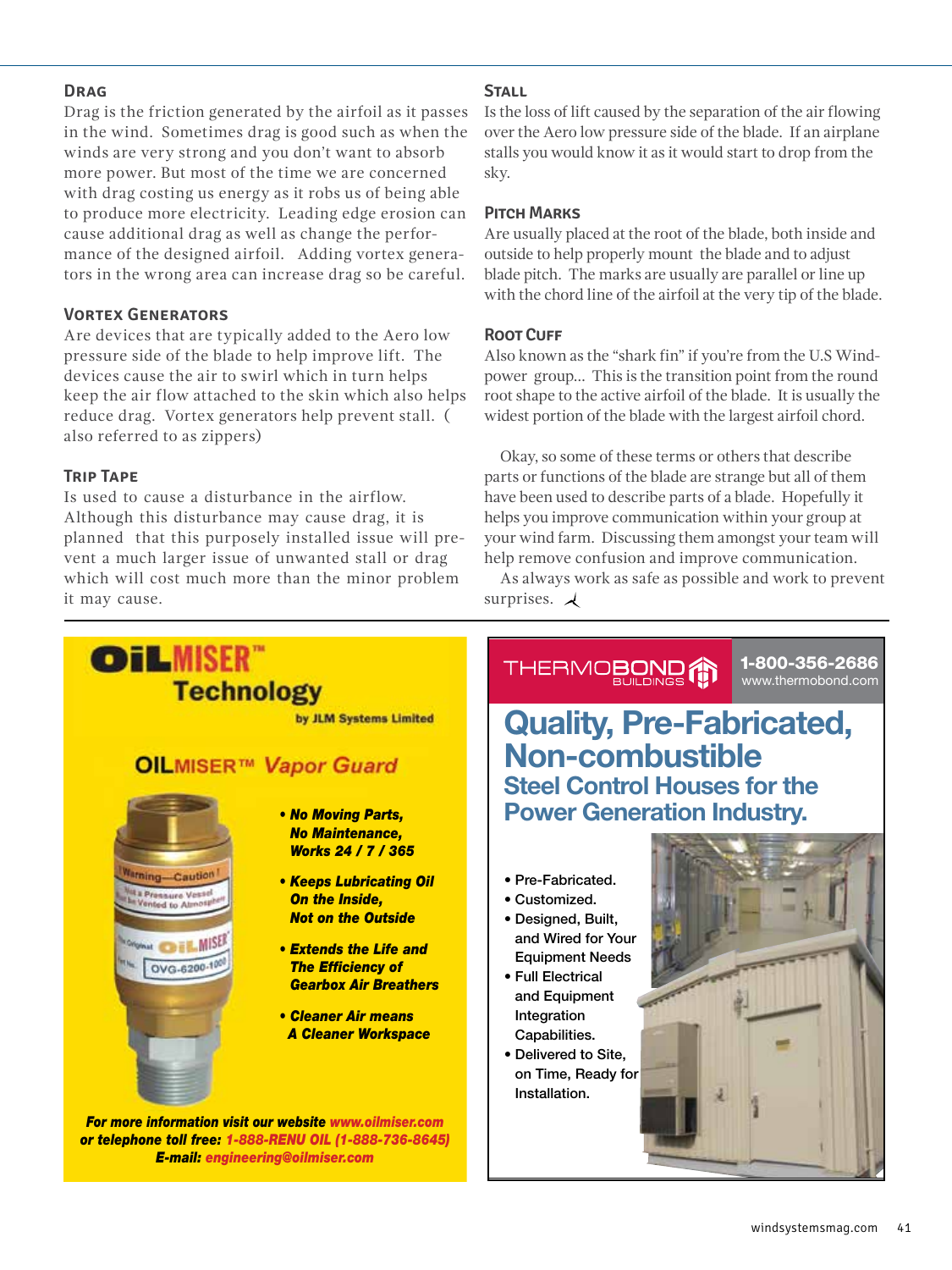### Drag

Drag is the friction generated by the airfoil as it passes in the wind. Sometimes drag is good such as when the winds are very strong and you don't want to absorb more power. But most of the time we are concerned with drag costing us energy as it robs us of being able to produce more electricity. Leading edge erosion can cause additional drag as well as change the performance of the designed airfoil. Adding vortex generators in the wrong area can increase drag so be careful.

### Vortex Generators

Are devices that are typically added to the Aero low pressure side of the blade to help improve lift. The devices cause the air to swirl which in turn helps keep the air flow attached to the skin which also helps reduce drag. Vortex generators help prevent stall. ( also referred to as zippers)

### Trip Tape

Is used to cause a disturbance in the airflow. Although this disturbance may cause drag, it is planned that this purposely installed issue will prevent a much larger issue of unwanted stall or drag which will cost much more than the minor problem it may cause.

### Stall

Is the loss of lift caused by the separation of the air flowing over the Aero low pressure side of the blade. If an airplane stalls you would know it as it would start to drop from the sky.

### Pitch Marks

Are usually placed at the root of the blade, both inside and outside to help properly mount the blade and to adjust blade pitch. The marks are usually are parallel or line up with the chord line of the airfoil at the very tip of the blade.

### Root Cuff

Also known as the "shark fin" if you're from the U.S Windpower group… This is the transition point from the round root shape to the active airfoil of the blade. It is usually the widest portion of the blade with the largest airfoil chord.

Okay, so some of these terms or others that describe parts or functions of the blade are strange but all of them have been used to describe parts of a blade. Hopefully it helps you improve communication within your group at your wind farm. Discussing them amongst your team will help remove confusion and improve communication.

As always work as safe as possible and work to prevent surprises.

---

**OiLMISER™ Technology**
by JLM Systems Limited

**OILMISER™ *Vapor Guard***

- ***No Moving Parts, No Maintenance, Works 24 / 7 / 365***
- ***Keeps Lubricating Oil On the Inside, Not on the Outside***
- ***Extends the Life and The Efficiency of Gearbox Air Breathers***
- ***Cleaner Air means A Cleaner Workspace***

***For more information visit our website www.oilmiser.com or telephone toll free: 1-888-RENU OIL (1-888-736-8645) E-mail: engineering@oilmiser.com***

---

**THERMOBOND BUILDINGS** 1-800-356-2686 www.thermobond.com

## Quality, Pre-Fabricated, Non-combustible

### Steel Control Houses for the Power Generation Industry.

- Pre-Fabricated.
- Customized.
- Designed, Built, and Wired for Your Equipment Needs
- Full Electrical and Equipment Integration Capabilities.
- Delivered to Site, on Time, Ready for Installation.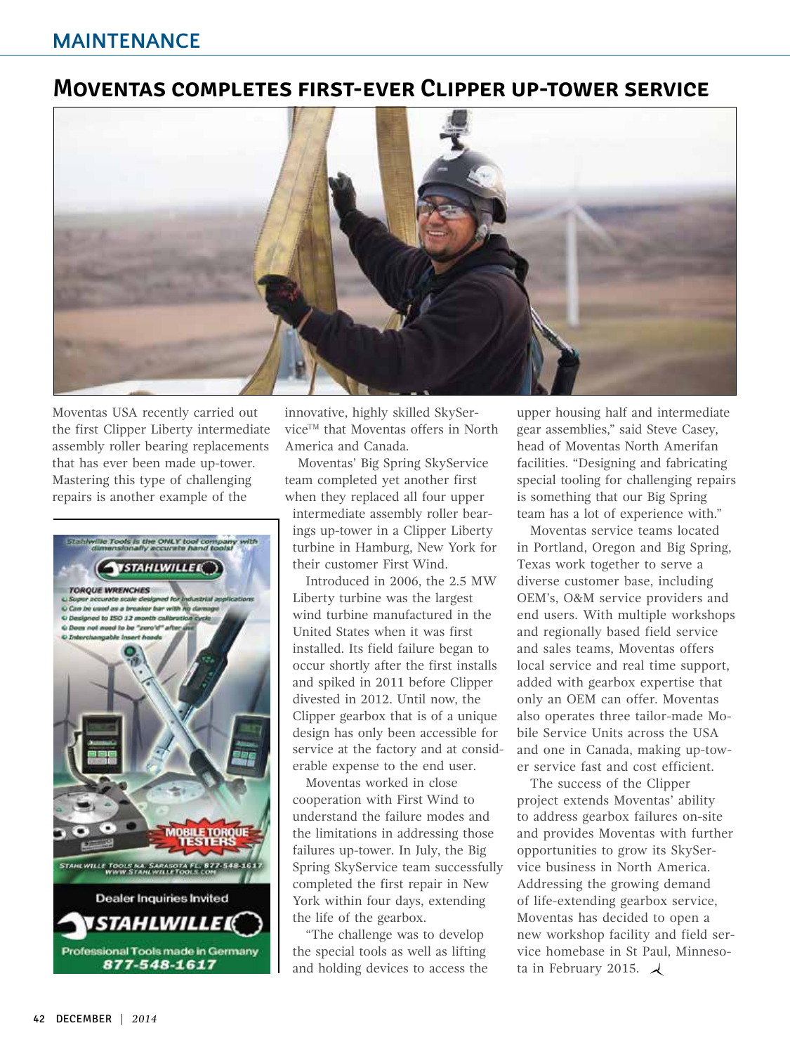# MAINTENANCE

## Moventas completes first-ever Clipper up-tower service

Moventas USA recently carried out the first Clipper Liberty intermediate assembly roller bearing replacements that has ever been made up-tower. Mastering this type of challenging repairs is another example of the innovative, highly skilled SkyService™ that Moventas offers in North America and Canada.

Moventas' Big Spring SkyService team completed yet another first when they replaced all four upper intermediate assembly roller bearings up-tower in a Clipper Liberty turbine in Hamburg, New York for their customer First Wind.

Introduced in 2006, the 2.5 MW Liberty turbine was the largest wind turbine manufactured in the United States when it was first installed. Its field failure began to occur shortly after the first installs and spiked in 2011 before Clipper divested in 2012. Until now, the Clipper gearbox that is of a unique design has only been accessible for service at the factory and at considerable expense to the end user.

Moventas worked in close cooperation with First Wind to understand the failure modes and the limitations in addressing those failures up-tower. In July, the Big Spring SkyService team successfully completed the first repair in New York within four days, extending the life of the gearbox.

"The challenge was to develop the special tools as well as lifting and holding devices to access the upper housing half and intermediate gear assemblies," said Steve Casey, head of Moventas North Amerifan facilities. "Designing and fabricating special tooling for challenging repairs is something that our Big Spring team has a lot of experience with."

Moventas service teams located in Portland, Oregon and Big Spring, Texas work together to serve a diverse customer base, including OEM's, O&M service providers and end users. With multiple workshops and regionally based field service and sales teams, Moventas offers local service and real time support, added with gearbox expertise that only an OEM can offer. Moventas also operates three tailor-made Mobile Service Units across the USA and one in Canada, making up-tower service fast and cost efficient.

The success of the Clipper project extends Moventas' ability to address gearbox failures on-site and provides Moventas with further opportunities to grow its SkyService business in North America. Addressing the growing demand of life-extending gearbox service, Moventas has decided to open a new workshop facility and field service homebase in St Paul, Minnesota in February 2015.

Stahlwille Tools is the ONLY tool company with dimensionally accurate hand tools!

STAHLWILLE

TORQUE WRENCHES
- Super accurate scale designed for industrial applications
- Can be used as a breaker bar with no damage
- Designed to ISO 12 month calibration cycle
- Does not need to be "zero'd" after use
- Interchangable insert heads

MOBILE TORQUE TESTERS

STAHLWILLE TOOLS NA. SARASOTA FL. 877-548-1617 WWW.STAHLWILLETOOLS.COM

Dealer Inquiries Invited

STAHLWILLE

Professional Tools made in Germany
877-548-1617